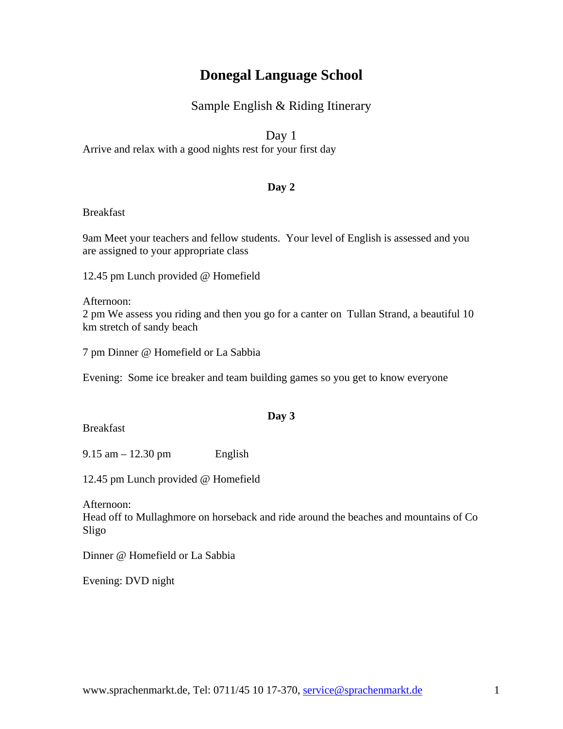# Donegal Language School

## Sample English & Riding Itinerary

### Day 1

Arrive and relax with a good nights rest for your first day

### Day 2

Breakfast

9am Meet your teachers and fellow students. Your level of English is assessed and you are assigned to your appropriate class

12.45 pm Lunch provided @ Homefield

Afternoon:
2 pm We assess you riding and then you go for a canter on Tullan Strand, a beautiful 10 km stretch of sandy beach

7 pm Dinner @ Homefield or La Sabbia

Evening: Some ice breaker and team building games so you get to know everyone

### Day 3

Breakfast

9.15 am – 12.30 pm English

12.45 pm Lunch provided @ Homefield

Afternoon:
Head off to Mullaghmore on horseback and ride around the beaches and mountains of Co Sligo

Dinner @ Homefield or La Sabbia

Evening: DVD night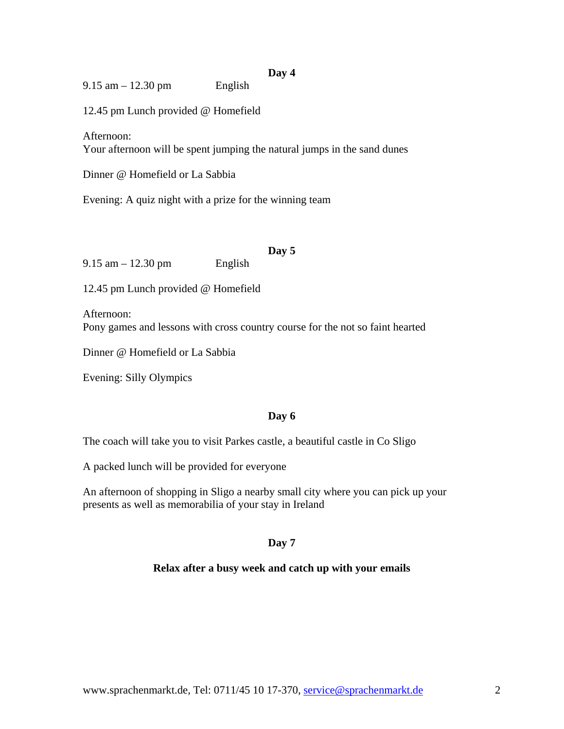**Day 4**

9.15 am – 12.30 pm English

12.45 pm Lunch provided @ Homefield

Afternoon:
Your afternoon will be spent jumping the natural jumps in the sand dunes

Dinner @ Homefield or La Sabbia

Evening: A quiz night with a prize for the winning team

**Day 5**

9.15 am – 12.30 pm English

12.45 pm Lunch provided @ Homefield

Afternoon:
Pony games and lessons with cross country course for the not so faint hearted

Dinner @ Homefield or La Sabbia

Evening: Silly Olympics

**Day 6**

The coach will take you to visit Parkes castle, a beautiful castle in Co Sligo

A packed lunch will be provided for everyone

An afternoon of shopping in Sligo a nearby small city where you can pick up your presents as well as memorabilia of your stay in Ireland

**Day 7**

**Relax after a busy week and catch up with your emails**

www.sprachenmarkt.de, Tel: 0711/45 10 17-370, service@sprachenmarkt.de